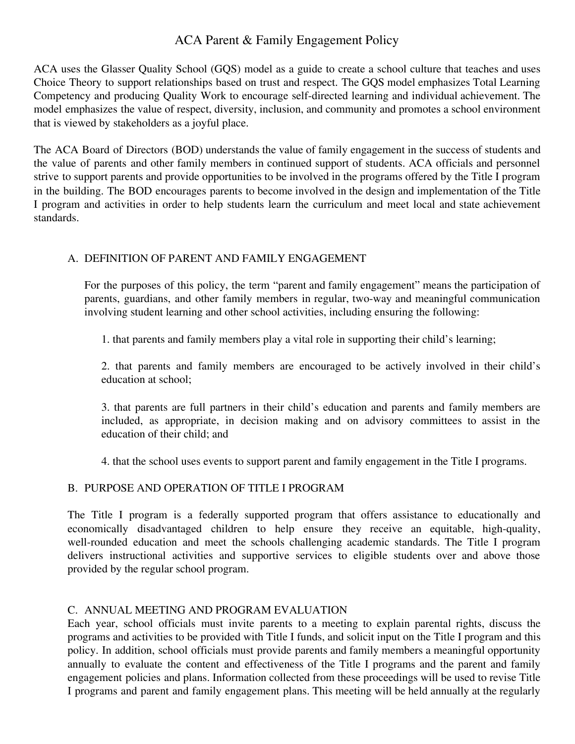# ACA Parent & Family Engagement Policy

ACA uses the Glasser Quality School (GQS) model as a guide to create a school culture that teaches and uses Choice Theory to support relationships based on trust and respect. The GQS model emphasizes Total Learning Competency and producing Quality Work to encourage self-directed learning and individual achievement. The model emphasizes the value of respect, diversity, inclusion, and community and promotes a school environment that is viewed by stakeholders as a joyful place.

The ACA Board of Directors (BOD) understands the value of family engagement in the success of students and the value of parents and other family members in continued support of students. ACA officials and personnel strive to support parents and provide opportunities to be involved in the programs offered by the Title I program in the building. The BOD encourages parents to become involved in the design and implementation of the Title I program and activities in order to help students learn the curriculum and meet local and state achievement standards.

## A. DEFINITION OF PARENT AND FAMILY ENGAGEMENT

For the purposes of this policy, the term "parent and family engagement" means the participation of parents, guardians, and other family members in regular, two-way and meaningful communication involving student learning and other school activities, including ensuring the following:

1. that parents and family members play a vital role in supporting their child's learning;

2. that parents and family members are encouraged to be actively involved in their child's education at school;

3. that parents are full partners in their child's education and parents and family members are included, as appropriate, in decision making and on advisory committees to assist in the education of their child; and

4. that the school uses events to support parent and family engagement in the Title I programs.

## B. PURPOSE AND OPERATION OF TITLE I PROGRAM

The Title I program is a federally supported program that offers assistance to educationally and economically disadvantaged children to help ensure they receive an equitable, high-quality, well-rounded education and meet the schools challenging academic standards. The Title I program delivers instructional activities and supportive services to eligible students over and above those provided by the regular school program.

## C. ANNUAL MEETING AND PROGRAM EVALUATION

Each year, school officials must invite parents to a meeting to explain parental rights, discuss the programs and activities to be provided with Title I funds, and solicit input on the Title I program and this policy. In addition, school officials must provide parents and family members a meaningful opportunity annually to evaluate the content and effectiveness of the Title I programs and the parent and family engagement policies and plans. Information collected from these proceedings will be used to revise Title I programs and parent and family engagement plans. This meeting will be held annually at the regularly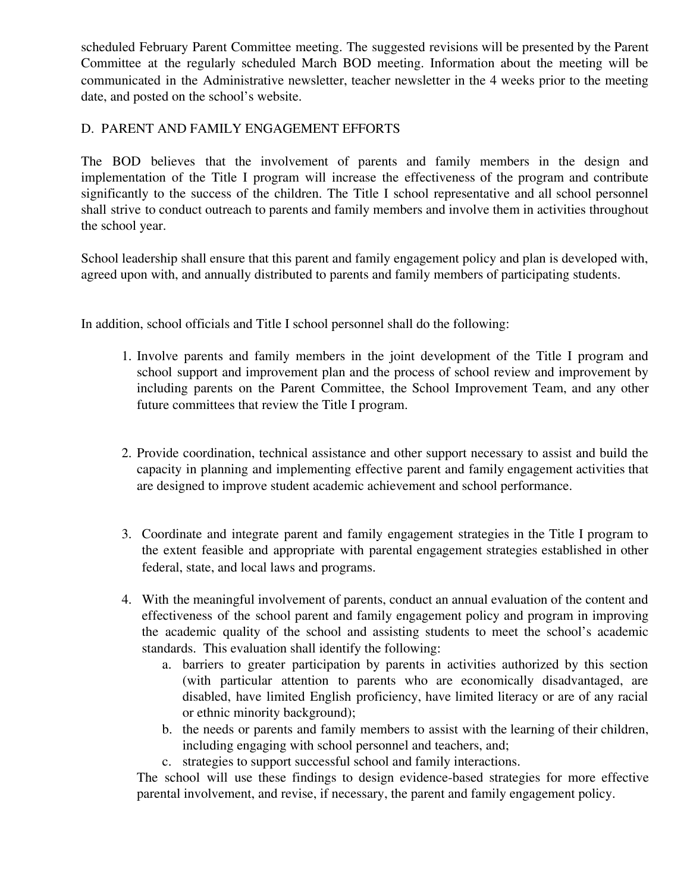scheduled February Parent Committee meeting. The suggested revisions will be presented by the Parent Committee at the regularly scheduled March BOD meeting. Information about the meeting will be communicated in the Administrative newsletter, teacher newsletter in the 4 weeks prior to the meeting date, and posted on the school's website.

## D. PARENT AND FAMILY ENGAGEMENT EFFORTS

The BOD believes that the involvement of parents and family members in the design and implementation of the Title I program will increase the effectiveness of the program and contribute significantly to the success of the children. The Title I school representative and all school personnel shall strive to conduct outreach to parents and family members and involve them in activities throughout the school year.

School leadership shall ensure that this parent and family engagement policy and plan is developed with, agreed upon with, and annually distributed to parents and family members of participating students.

In addition, school officials and Title I school personnel shall do the following:

1. Involve parents and family members in the joint development of the Title I program and school support and improvement plan and the process of school review and improvement by including parents on the Parent Committee, the School Improvement Team, and any other future committees that review the Title I program.

2. Provide coordination, technical assistance and other support necessary to assist and build the capacity in planning and implementing effective parent and family engagement activities that are designed to improve student academic achievement and school performance.

3. Coordinate and integrate parent and family engagement strategies in the Title I program to the extent feasible and appropriate with parental engagement strategies established in other federal, state, and local laws and programs.

4. With the meaningful involvement of parents, conduct an annual evaluation of the content and effectiveness of the school parent and family engagement policy and program in improving the academic quality of the school and assisting students to meet the school's academic standards. This evaluation shall identify the following:
   a. barriers to greater participation by parents in activities authorized by this section (with particular attention to parents who are economically disadvantaged, are disabled, have limited English proficiency, have limited literacy or are of any racial or ethnic minority background);
   b. the needs or parents and family members to assist with the learning of their children, including engaging with school personnel and teachers, and;
   c. strategies to support successful school and family interactions.

   The school will use these findings to design evidence-based strategies for more effective parental involvement, and revise, if necessary, the parent and family engagement policy.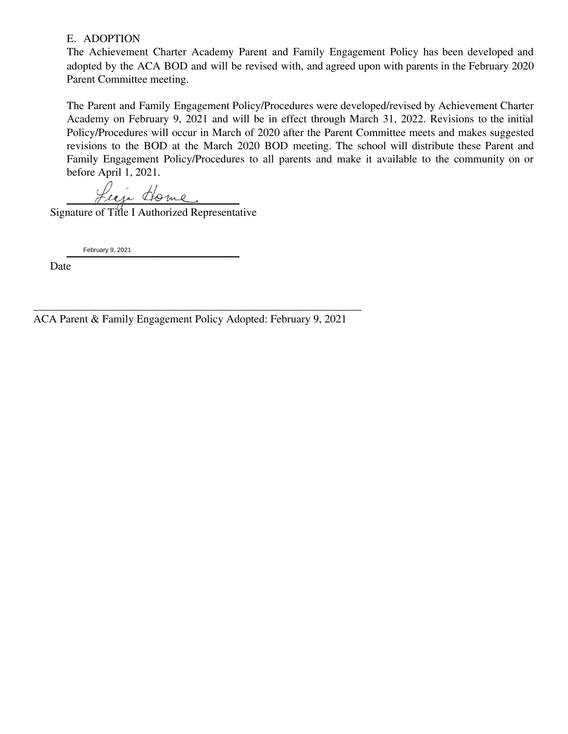## E. ADOPTION

The Achievement Charter Academy Parent and Family Engagement Policy has been developed and adopted by the ACA BOD and will be revised with, and agreed upon with parents in the February 2020 Parent Committee meeting.

The Parent and Family Engagement Policy/Procedures were developed/revised by Achievement Charter Academy on February 9, 2021 and will be in effect through March 31, 2022. Revisions to the initial Policy/Procedures will occur in March of 2020 after the Parent Committee meets and makes suggested revisions to the BOD at the March 2020 BOD meeting. The school will distribute these Parent and Family Engagement Policy/Procedures to all parents and make it available to the community on or before April 1, 2021.

Leeja Home

Signature of Title I Authorized Representative

February 9, 2021

Date

---

ACA Parent & Family Engagement Policy Adopted: February 9, 2021